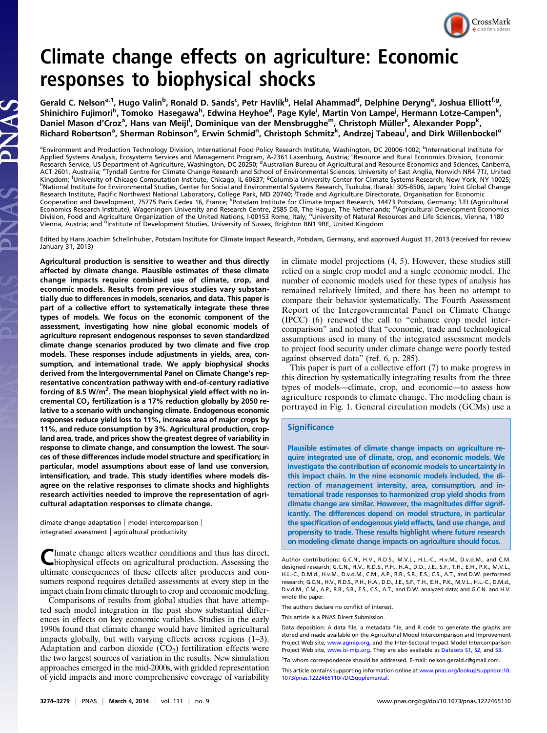

# Climate change effects on agriculture: Economic<br>responses to biophysical shocks

s and the same of the store of the store of the same of the same of the store.<br>Gerald C. Nelson<sup>a,1</sup>, Hugo Valin<sup>b</sup>, Ronald D. Sands<sup>c</sup>, Petr Havlík<sup>b</sup>, Helal Ahammad<sup>d</sup>, Delphine Deryng<sup>e</sup>, Joshua Elliott<sup>f,g</sup>, Shinichiro Fujimori<sup>h</sup>, Tomoko Hasegawa<sup>h</sup>, Edwina Heyhoe<sup>d</sup>, Page Kyle<sup>i</sup>, Martin Von Lampe<sup>j</sup>, Hermann Lotze-Campen<sup>k</sup>, Daniel Mason d'Croz<sup>a</sup>, Hans van Meijl<sup>l</sup>, Dominique van der Mensbrugghe<sup>m</sup>, Christoph Müller<sup>k</sup>, Alexander Popp<sup>k</sup>, Richard Robertson<sup>a</sup>, Sherman Robinson<sup>a</sup>, Erwin Schmid<sup>n</sup>, Christoph Schmitz<sup>k</sup>, Andrzej Tabeau<sup>l</sup>, and Dirk Willenbockel<sup>o</sup>

<sup>a</sup>Environment and Production Technology Division, International Food Policy Research Institute, Washington, DC 20006-1002; <sup>b</sup>International Institute for Applied Systems Analysis, Ecosystems Services and Management Program, A-2361 Laxenburg, Austria; 'Resource and Rural Economics Division, Economic Research Service, US Department of Agriculture, Washington, DC 20250; <sup>d</sup>Australian Bureau of Agricultural and Resource Economics and Sciences, Canberra, ACT 2601, Australia; <sup>e</sup>Tyndall Centre for Climate Change Research and School of Environmental Sciences, University of East Anglia, Norwich NR4 7TJ, United Kingdom; <sup>f</sup>University of Chicago Computation Institute, Chicago, IL 60637; <sup>g</sup>Columbia University Center for Climate Systems Research, New York, NY 10025;<br><sup>h</sup>National Institute for Environmental Studies, Center for Social "National Institute for Environmental Studies, Center for Social and Environmental Systems Research, Tsukuba, Ibaraki 305-8506, Japan; <sup>I</sup>Joint Global Change<br>Research Institute, Pacific Northwest National Laboratory, Colle Cooperation and Development, 75775 Paris Cedex 16, France; <sup>k</sup>Potsdam Institute for Climate Impact Research, 14473 Potsdam, Germany; <sup>I</sup>LEI (Agricultural<br>Economics Research Institute), Wageningen University and Research Ce Division, Food and Agriculture Organization of the United Nations, I-00153 Rome, Italy; "University of Natural Resources and Life Sciences, Vienna, 1180 Vienna, Austria; and <sup>o</sup>Institute of Development Studies, University of Sussex, Brighton BN1 9RE, United Kingdom

Edited by Hans Joachim Schellnhuber, Potsdam Institute for Climate Impact Research, Potsdam, Germany, and approved August 31, 2013 (received for review January 31, 2013)

Agricultural production is sensitive to weather and thus directly affected by climate change. Plausible estimates of these climate change impacts require combined use of climate, crop, and economic models. Results from previous studies vary substantially due to differences in models, scenarios, and data. This paper is part of a collective effort to systematically integrate these three types of models. We focus on the economic component of the assessment, investigating how nine global economic models of agriculture represent endogenous responses to seven standardized climate change scenarios produced by two climate and five crop models. These responses include adjustments in yields, area, consumption, and international trade. We apply biophysical shocks derived from the Intergovernmental Panel on Climate Change's representative concentration pathway with end-of-century radiative forcing of 8.5 W/m<sup>2</sup>. The mean biophysical yield effect with no incremental CO<sub>2</sub> fertilization is a 17% reduction globally by 2050 relative to a scenario with unchanging climate. Endogenous economic responses reduce yield loss to 11%, increase area of major crops by 11%, and reduce consumption by 3%. Agricultural production, cropland area, trade, and prices show the greatest degree of variability in response to climate change, and consumption the lowest. The sources of these differences include model structure and specification; in particular, model assumptions about ease of land use conversion, intensification, and trade. This study identifies where models disagree on the relative responses to climate shocks and highlights research activities needed to improve the representation of agricultural adaptation responses to climate change.

climate change adaptation | model intercomparison | integrated assessment | agricultural productivity

Ilimate change alters weather conditions and thus has direct, biophysical effects on agricultural production. Assessing the ultimate consequences of these effects after producers and consumers respond requires detailed assessments at every step in the impact chain from climate through to crop and economic modeling.

Comparisons of results from global studies that have attempted such model integration in the past show substantial differences in effects on key economic variables. Studies in the early 1990s found that climate change would have limited agricultural impacts globally, but with varying effects across regions (1–3). Adaptation and carbon dioxide  $(CO<sub>2</sub>)$  fertilization effects were the two largest sources of variation in the results. New simulation approaches emerged in the mid-2000s, with gridded representation of yield impacts and more comprehensive coverage of variability in climate model projections (4, 5). However, these studies still relied on a single crop model and a single economic model. The number of economic models used for these types of analysis has remained relatively limited, and there has been no attempt to compare their behavior systematically. The Fourth Assessment Report of the Intergovernmental Panel on Climate Change (IPCC) (6) renewed the call to "enhance crop model intercomparison" and noted that "economic, trade and technological assumptions used in many of the integrated assessment models to project food security under climate change were poorly tested against observed data" (ref. 6, p. 285).

This paper is part of a collective effort (7) to make progress in this direction by systematically integrating results from the three types of models—climate, crop, and economic—to assess how agriculture responds to climate change. The modeling chain is portrayed in Fig. 1. General circulation models (GCMs) use a

# **Significance**

Plausible estimates of climate change impacts on agriculture require integrated use of climate, crop, and economic models. We investigate the contribution of economic models to uncertainty in this impact chain. In the nine economic models included, the direction of management intensity, area, consumption, and international trade responses to harmonized crop yield shocks from climate change are similar. However, the magnitudes differ significantly. The differences depend on model structure, in particular the specification of endogenous yield effects, land use change, and propensity to trade. These results highlight where future research on modeling climate change impacts on agriculture should focus.

Author contributions: G.C.N., H.V., R.D.S., M.V.L., H.L.-C., H.v.M., D.v.d.M., and C.M. designed research; G.C.N., H.V., R.D.S., P.H., H.A., D.D., J.E., S.F., T.H., E.H., P.K., M.V.L., H.L.-C., D.M.d., H.v.M., D.v.d.M., C.M., A.P., R.R., S.R., E.S., C.S., A.T., and D.W. performed research; G.C.N., H.V., R.D.S., P.H., H.A., D.D., J.E., S.F., T.H., E.H., P.K., M.V.L., H.L.-C., D.M.d., D.v.d.M., C.M., A.P., R.R., S.R., E.S., C.S., A.T., and D.W. analyzed data; and G.C.N. and H.V. wrote the paper.

The authors declare no conflict of interest.

This article is a PNAS Direct Submission.

Data deposition: A data file, a metadata file, and R code to generate the graphs are stored and made available on the Agricultural Model Intercomparison and Improvement Project Web site, [www.agmip.org](http://www.agmip.org), and the Inter-Sectoral Impact Model Intercomparison Project Web site, [www.isi-mip.org.](http://www.isi-mip.org) They are also available as [Datasets S1,](http://www.pnas.org/lookup/suppl/doi:10.1073/pnas.1222465110/-/DCSupplemental/sd01.csv) [S2,](http://www.pnas.org/lookup/suppl/doi:10.1073/pnas.1222465110/-/DCSupplemental/sd02.doc) and [S3](http://www.pnas.org/lookup/suppl/doi:10.1073/pnas.1222465110/-/DCSupplemental/sd03.txt).

<sup>1</sup>To whom correspondence should be addressed. E-mail: [nelson.gerald.c@gmail.com.](mailto:nelson.gerald.c@gmail.com)

This article contains supporting information online at [www.pnas.org/lookup/suppl/doi:10.](http://www.pnas.org/lookup/suppl/doi:10.1073/pnas.1222465110/-/DCSupplemental) [1073/pnas.1222465110/-/DCSupplemental.](http://www.pnas.org/lookup/suppl/doi:10.1073/pnas.1222465110/-/DCSupplemental)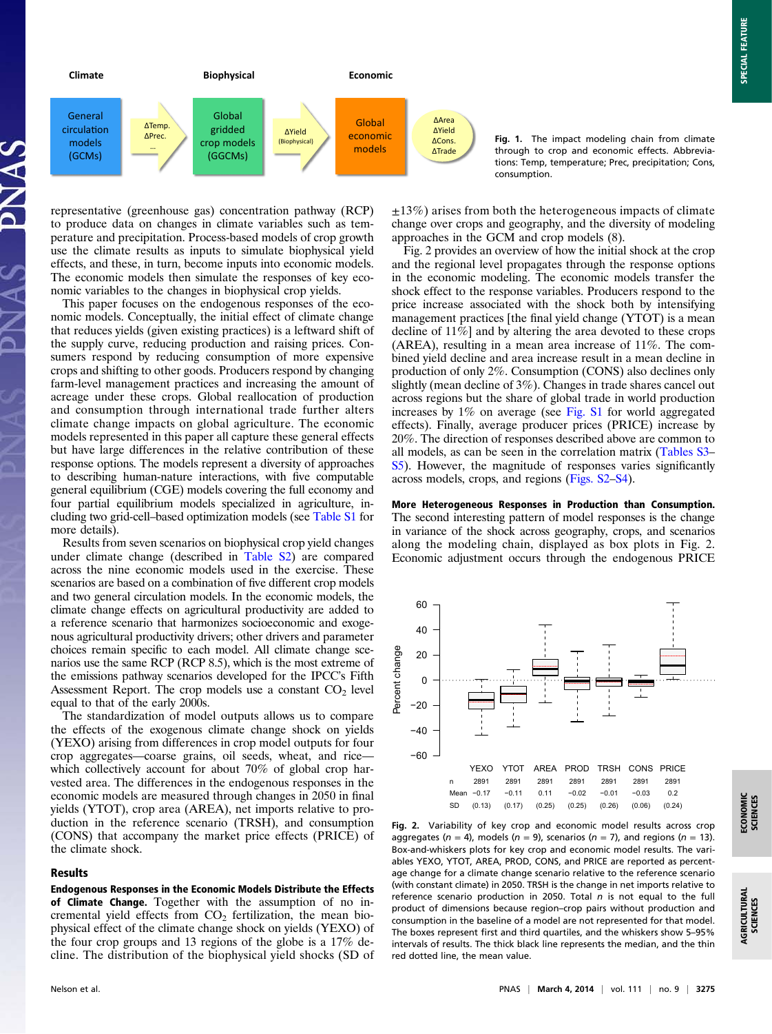

Fig. 1. The impact modeling chain from climate through to crop and economic effects. Abbreviations: Temp, temperature; Prec, precipitation; Cons, consumption.

representative (greenhouse gas) concentration pathway (RCP) to produce data on changes in climate variables such as temperature and precipitation. Process-based models of crop growth use the climate results as inputs to simulate biophysical yield effects, and these, in turn, become inputs into economic models. The economic models then simulate the responses of key economic variables to the changes in biophysical crop yields.

This paper focuses on the endogenous responses of the economic models. Conceptually, the initial effect of climate change that reduces yields (given existing practices) is a leftward shift of the supply curve, reducing production and raising prices. Consumers respond by reducing consumption of more expensive crops and shifting to other goods. Producers respond by changing farm-level management practices and increasing the amount of acreage under these crops. Global reallocation of production and consumption through international trade further alters climate change impacts on global agriculture. The economic models represented in this paper all capture these general effects but have large differences in the relative contribution of these response options. The models represent a diversity of approaches to describing human-nature interactions, with five computable general equilibrium (CGE) models covering the full economy and four partial equilibrium models specialized in agriculture, including two grid-cell–based optimization models (see [Table S1](http://www.pnas.org/lookup/suppl/doi:10.1073/pnas.1222465110/-/DCSupplemental/pnas.201222465SI.pdf?targetid=nameddest=ST1) for more details).

Results from seven scenarios on biophysical crop yield changes under climate change (described in [Table S2\)](http://www.pnas.org/lookup/suppl/doi:10.1073/pnas.1222465110/-/DCSupplemental/pnas.201222465SI.pdf?targetid=nameddest=ST2) are compared across the nine economic models used in the exercise. These scenarios are based on a combination of five different crop models and two general circulation models. In the economic models, the climate change effects on agricultural productivity are added to a reference scenario that harmonizes socioeconomic and exogenous agricultural productivity drivers; other drivers and parameter choices remain specific to each model. All climate change scenarios use the same RCP (RCP 8.5), which is the most extreme of the emissions pathway scenarios developed for the IPCC's Fifth Assessment Report. The crop models use a constant  $CO<sub>2</sub>$  level equal to that of the early 2000s.

The standardization of model outputs allows us to compare the effects of the exogenous climate change shock on yields (YEXO) arising from differences in crop model outputs for four crop aggregates—coarse grains, oil seeds, wheat, and rice which collectively account for about 70% of global crop harvested area. The differences in the endogenous responses in the economic models are measured through changes in 2050 in final yields (YTOT), crop area (AREA), net imports relative to production in the reference scenario (TRSH), and consumption (CONS) that accompany the market price effects (PRICE) of the climate shock.

## **Results**

Endogenous Responses in the Economic Models Distribute the Effects of Climate Change. Together with the assumption of no incremental yield effects from  $CO<sub>2</sub>$  fertilization, the mean biophysical effect of the climate change shock on yields (YEXO) of the four crop groups and 13 regions of the globe is a 17% decline. The distribution of the biophysical yield shocks (SD of  $\pm$ 13%) arises from both the heterogeneous impacts of climate change over crops and geography, and the diversity of modeling approaches in the GCM and crop models (8).

Fig. 2 provides an overview of how the initial shock at the crop and the regional level propagates through the response options in the economic modeling. The economic models transfer the shock effect to the response variables. Producers respond to the price increase associated with the shock both by intensifying management practices [the final yield change (YTOT) is a mean decline of 11%] and by altering the area devoted to these crops (AREA), resulting in a mean area increase of 11%. The combined yield decline and area increase result in a mean decline in production of only 2%. Consumption (CONS) also declines only slightly (mean decline of 3%). Changes in trade shares cancel out across regions but the share of global trade in world production increases by  $1\%$  on average (see [Fig. S1](http://www.pnas.org/lookup/suppl/doi:10.1073/pnas.1222465110/-/DCSupplemental/pnas.201222465SI.pdf?targetid=nameddest=SF1) for world aggregated effects). Finally, average producer prices (PRICE) increase by 20%. The direction of responses described above are common to all models, as can be seen in the correlation matrix [\(Tables S3](http://www.pnas.org/lookup/suppl/doi:10.1073/pnas.1222465110/-/DCSupplemental/pnas.201222465SI.pdf?targetid=nameddest=ST3)– [S5](http://www.pnas.org/lookup/suppl/doi:10.1073/pnas.1222465110/-/DCSupplemental/pnas.201222465SI.pdf?targetid=nameddest=ST5)). However, the magnitude of responses varies significantly across models, crops, and regions ([Figs. S2](http://www.pnas.org/lookup/suppl/doi:10.1073/pnas.1222465110/-/DCSupplemental/pnas.201222465SI.pdf?targetid=nameddest=SF2)–[S4\)](http://www.pnas.org/lookup/suppl/doi:10.1073/pnas.1222465110/-/DCSupplemental/pnas.201222465SI.pdf?targetid=nameddest=SF4).

More Heterogeneous Responses in Production than Consumption. The second interesting pattern of model responses is the change in variance of the shock across geography, crops, and scenarios along the modeling chain, displayed as box plots in Fig. 2. Economic adjustment occurs through the endogenous PRICE



Fig. 2. Variability of key crop and economic model results across crop aggregates ( $n = 4$ ), models ( $n = 9$ ), scenarios ( $n = 7$ ), and regions ( $n = 13$ ). Box-and-whiskers plots for key crop and economic model results. The variables YEXO, YTOT, AREA, PROD, CONS, and PRICE are reported as percentage change for a climate change scenario relative to the reference scenario (with constant climate) in 2050. TRSH is the change in net imports relative to reference scenario production in 2050. Total  $n$  is not equal to the full product of dimensions because region–crop pairs without production and consumption in the baseline of a model are not represented for that model. The boxes represent first and third quartiles, and the whiskers show 5–95% intervals of results. The thick black line represents the median, and the thin red dotted line, the mean value.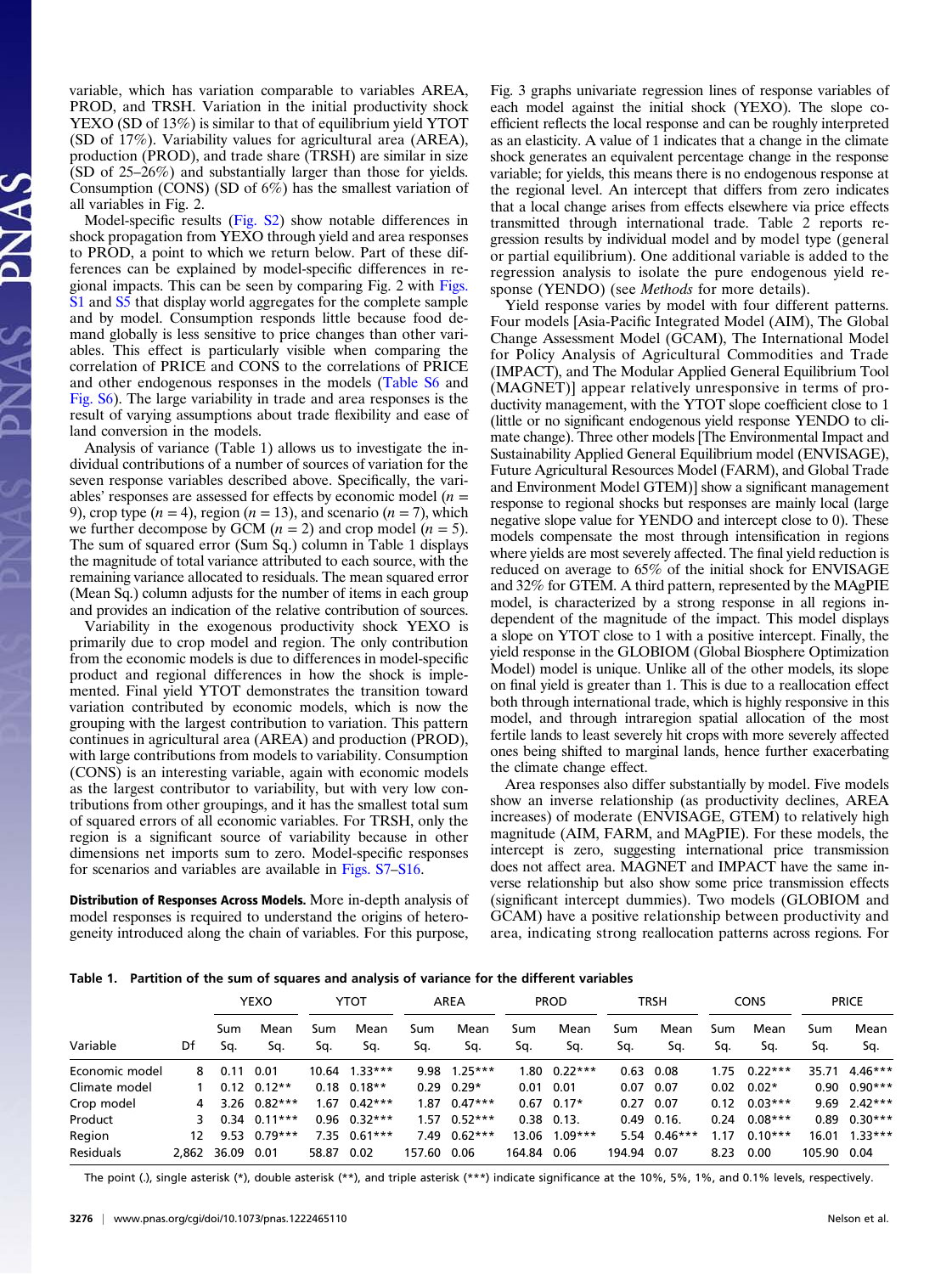variable, which has variation comparable to variables AREA, PROD, and TRSH. Variation in the initial productivity shock YEXO (SD of 13%) is similar to that of equilibrium yield YTOT (SD of 17%). Variability values for agricultural area (AREA), production (PROD), and trade share (TRSH) are similar in size (SD of 25–26%) and substantially larger than those for yields. Consumption (CONS) (SD of 6%) has the smallest variation of all variables in Fig. 2.

Model-specific results ([Fig. S2\)](http://www.pnas.org/lookup/suppl/doi:10.1073/pnas.1222465110/-/DCSupplemental/pnas.201222465SI.pdf?targetid=nameddest=SF2) show notable differences in shock propagation from YEXO through yield and area responses to PROD, a point to which we return below. Part of these differences can be explained by model-specific differences in regional impacts. This can be seen by comparing Fig. 2 with [Figs.](http://www.pnas.org/lookup/suppl/doi:10.1073/pnas.1222465110/-/DCSupplemental/pnas.201222465SI.pdf?targetid=nameddest=SF1) [S1](http://www.pnas.org/lookup/suppl/doi:10.1073/pnas.1222465110/-/DCSupplemental/pnas.201222465SI.pdf?targetid=nameddest=SF1) and [S5](http://www.pnas.org/lookup/suppl/doi:10.1073/pnas.1222465110/-/DCSupplemental/pnas.201222465SI.pdf?targetid=nameddest=SF5) that display world aggregates for the complete sample and by model. Consumption responds little because food demand globally is less sensitive to price changes than other variables. This effect is particularly visible when comparing the correlation of PRICE and CONS to the correlations of PRICE and other endogenous responses in the models [\(Table S6](http://www.pnas.org/lookup/suppl/doi:10.1073/pnas.1222465110/-/DCSupplemental/pnas.201222465SI.pdf?targetid=nameddest=ST6) and [Fig. S6\)](http://www.pnas.org/lookup/suppl/doi:10.1073/pnas.1222465110/-/DCSupplemental/pnas.201222465SI.pdf?targetid=nameddest=SF6). The large variability in trade and area responses is the result of varying assumptions about trade flexibility and ease of land conversion in the models.

Analysis of variance (Table 1) allows us to investigate the individual contributions of a number of sources of variation for the seven response variables described above. Specifically, the variables' responses are assessed for effects by economic model  $(n =$ 9), crop type  $(n = 4)$ , region  $(n = 13)$ , and scenario  $(n = 7)$ , which we further decompose by GCM  $(n = 2)$  and crop model  $(n = 5)$ . The sum of squared error (Sum Sq.) column in Table 1 displays the magnitude of total variance attributed to each source, with the remaining variance allocated to residuals. The mean squared error (Mean Sq.) column adjusts for the number of items in each group and provides an indication of the relative contribution of sources.

Variability in the exogenous productivity shock YEXO is primarily due to crop model and region. The only contribution from the economic models is due to differences in model-specific product and regional differences in how the shock is implemented. Final yield YTOT demonstrates the transition toward variation contributed by economic models, which is now the grouping with the largest contribution to variation. This pattern continues in agricultural area (AREA) and production (PROD), with large contributions from models to variability. Consumption (CONS) is an interesting variable, again with economic models as the largest contributor to variability, but with very low contributions from other groupings, and it has the smallest total sum of squared errors of all economic variables. For TRSH, only the region is a significant source of variability because in other dimensions net imports sum to zero. Model-specific responses for scenarios and variables are available in [Figs. S7](http://www.pnas.org/lookup/suppl/doi:10.1073/pnas.1222465110/-/DCSupplemental/pnas.201222465SI.pdf?targetid=nameddest=SF7)–[S16.](http://www.pnas.org/lookup/suppl/doi:10.1073/pnas.1222465110/-/DCSupplemental/pnas.201222465SI.pdf?targetid=nameddest=SF16)

Distribution of Responses Across Models. More in-depth analysis of model responses is required to understand the origins of heterogeneity introduced along the chain of variables. For this purpose,

Fig. 3 graphs univariate regression lines of response variables of each model against the initial shock (YEXO). The slope coefficient reflects the local response and can be roughly interpreted as an elasticity. A value of 1 indicates that a change in the climate shock generates an equivalent percentage change in the response variable; for yields, this means there is no endogenous response at the regional level. An intercept that differs from zero indicates that a local change arises from effects elsewhere via price effects transmitted through international trade. Table 2 reports regression results by individual model and by model type (general or partial equilibrium). One additional variable is added to the regression analysis to isolate the pure endogenous yield response (YENDO) (see *Methods* for more details).

Yield response varies by model with four different patterns. Four models [Asia-Pacific Integrated Model (AIM), The Global Change Assessment Model (GCAM), The International Model for Policy Analysis of Agricultural Commodities and Trade (IMPACT), and The Modular Applied General Equilibrium Tool (MAGNET)] appear relatively unresponsive in terms of productivity management, with the YTOT slope coefficient close to 1 (little or no significant endogenous yield response YENDO to climate change). Three other models [The Environmental Impact and Sustainability Applied General Equilibrium model (ENVISAGE), Future Agricultural Resources Model (FARM), and Global Trade and Environment Model GTEM)] show a significant management response to regional shocks but responses are mainly local (large negative slope value for YENDO and intercept close to 0). These models compensate the most through intensification in regions where yields are most severely affected. The final yield reduction is reduced on average to 65% of the initial shock for ENVISAGE and 32% for GTEM. A third pattern, represented by the MAgPIE model, is characterized by a strong response in all regions independent of the magnitude of the impact. This model displays a slope on YTOT close to 1 with a positive intercept. Finally, the yield response in the GLOBIOM (Global Biosphere Optimization Model) model is unique. Unlike all of the other models, its slope on final yield is greater than 1. This is due to a reallocation effect both through international trade, which is highly responsive in this model, and through intraregion spatial allocation of the most fertile lands to least severely hit crops with more severely affected ones being shifted to marginal lands, hence further exacerbating the climate change effect.

Area responses also differ substantially by model. Five models show an inverse relationship (as productivity declines, AREA increases) of moderate (ENVISAGE, GTEM) to relatively high magnitude (AIM, FARM, and MAgPIE). For these models, the intercept is zero, suggesting international price transmission does not affect area. MAGNET and IMPACT have the same inverse relationship but also show some price transmission effects (significant intercept dummies). Two models (GLOBIOM and GCAM) have a positive relationship between productivity and area, indicating strong reallocation patterns across regions. For

Table 1. Partition of the sum of squares and analysis of variance for the different variables

|                  | Df    | YEXO       |                  | YTOT       |                  | <b>AREA</b> |              | <b>PROD</b> |                      | TRSH        |                  | <b>CONS</b> |                | <b>PRICE</b> |             |
|------------------|-------|------------|------------------|------------|------------------|-------------|--------------|-------------|----------------------|-------------|------------------|-------------|----------------|--------------|-------------|
| Variable         |       | Sum<br>Sq. | Mean<br>Sq.      | Sum<br>Sa. | Mean<br>Sq.      | Sum<br>Sq.  | Mean<br>Sq.  | Sum<br>Sq.  | Mean<br>Sq.          | Sum<br>Sq.  | Mean<br>Sq.      | Sum<br>Sq.  | Mean<br>Sq.    | Sum<br>Sq.   | Mean<br>Sq. |
| Economic model   | 8.    | 0.11       | 0.01             |            | 10.64 1.33***    | 9.98        | $1.25***$    |             | $1.80 \quad 0.22***$ |             | $0.63$ 0.08      |             | $1.75$ 0.22*** | 35.71        | $4.46***$   |
| Climate model    |       | 0.12       | $0.12**$         |            | $0.18$ 0.18**    |             | $0.29$ 0.29* | 0.01        | 0.01                 |             | $0.07$ 0.07      | 0.02        | $0.02*$        | 0.90         | $0.90***$   |
| Crop model       | 4     |            | $3.26$ $0.82***$ | .67        | $0.42***$        | 1.87        | $0.47***$    |             | $0.67$ 0.17*         | 0.27        | 0.07             | 0.12        | $0.03***$      | 9.69         | $2.42***$   |
| Product          |       | 0.34       | $0.11***$        |            | $0.96$ $0.32***$ | 1.57        | $0.52***$    | 0.38        | 0.13.                |             | $0.49$ 0.16.     | 0.24        | $0.08***$      | 0.89         | $0.30***$   |
| Region           | 12    |            | $9.53$ 0.79***   |            | $7.35$ 0.61***   | 7.49        | $0.62***$    | 13.06       | $1.09***$            |             | $5.54$ $0.46***$ | .17         | $0.10***$      | 16.01        | $1.33***$   |
| <b>Residuals</b> | 2.862 | 36.09      | 0.01             | 58.87      | 0.02             | 157.60      | 0.06         | 164.84      | 0.06                 | 194.94 0.07 |                  | 8.23        | 0.00           | 105.90       | 0.04        |

The point (.), single asterisk (\*), double asterisk (\*\*), and triple asterisk (\*\*\*) indicate significance at the 10%, 5%, 1%, and 0.1% levels, respectively.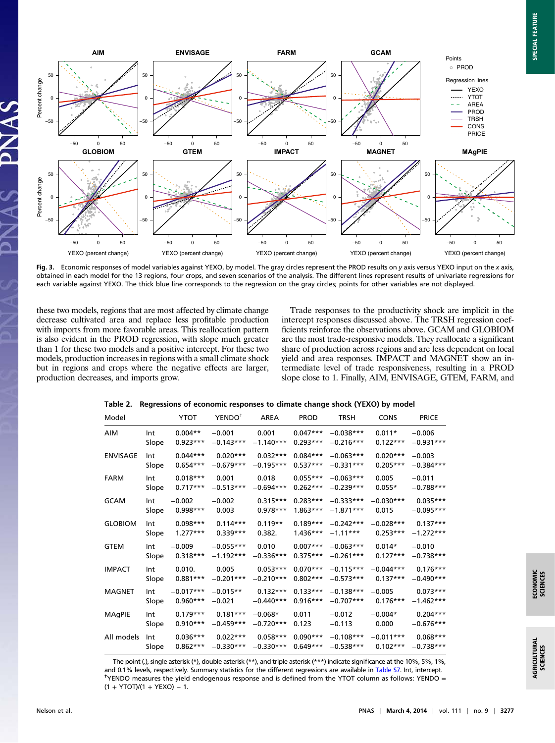

Fig. 3. Economic responses of model variables against YEXO, by model. The gray circles represent the PROD results on y axis versus YEXO input on the x axis, obtained in each model for the 13 regions, four crops, and seven scenarios of the analysis. The different lines represent results of univariate regressions for each variable against YEXO. The thick blue line corresponds to the regression on the gray circles; points for other variables are not displayed.

these two models, regions that are most affected by climate change decrease cultivated area and replace less profitable production with imports from more favorable areas. This reallocation pattern is also evident in the PROD regression, with slope much greater than 1 for these two models and a positive intercept. For these two models, production increases in regions with a small climate shock but in regions and crops where the negative effects are larger, production decreases, and imports grow.

Trade responses to the productivity shock are implicit in the intercept responses discussed above. The TRSH regression coefficients reinforce the observations above. GCAM and GLOBIOM are the most trade-responsive models. They reallocate a significant share of production across regions and are less dependent on local yield and area responses. IMPACT and MAGNET show an intermediate level of trade responsiveness, resulting in a PROD slope close to 1. Finally, AIM, ENVISAGE, GTEM, FARM, and

|  |  |  |  |  |  | Table 2. Regressions of economic responses to climate change shock (YEXO) by model |
|--|--|--|--|--|--|------------------------------------------------------------------------------------|
|--|--|--|--|--|--|------------------------------------------------------------------------------------|

| Model           |       | <b>YTOT</b> | YENDO <sup>†</sup> | <b>AREA</b> | <b>PROD</b> | <b>TRSH</b> | <b>CONS</b> | <b>PRICE</b> |
|-----------------|-------|-------------|--------------------|-------------|-------------|-------------|-------------|--------------|
| <b>AIM</b>      | Int   | $0.004**$   | $-0.001$           | 0.001       | $0.047***$  | $-0.038***$ | $0.011*$    | $-0.006$     |
|                 | Slope | $0.923***$  | $-0.143***$        | $-1.140***$ | $0.293***$  | $-0.216***$ | $0.122***$  | $-0.931***$  |
| <b>ENVISAGE</b> | Int   | $0.044***$  | $0.020***$         | $0.032***$  | $0.084***$  | $-0.063***$ | $0.020***$  | $-0.003$     |
|                 | Slope | $0.654***$  | $-0.679***$        | $-0.195***$ | $0.537***$  | $-0.331***$ | $0.205***$  | $-0.384***$  |
| <b>FARM</b>     | Int   | $0.018***$  | 0.001              | 0.018       | $0.055***$  | $-0.063***$ | 0.005       | $-0.011$     |
|                 | Slope | $0.717***$  | $-0.513***$        | $-0.694***$ | $0.262***$  | $-0.239***$ | $0.055*$    | $-0.788***$  |
| <b>GCAM</b>     | Int   | $-0.002$    | $-0.002$           | $0.315***$  | $0.283***$  | $-0.333***$ | $-0.030***$ | $0.035***$   |
|                 | Slope | $0.998***$  | 0.003              | $0.978***$  | $1.863***$  | $-1.871***$ | 0.015       | $-0.095***$  |
| <b>GLOBIOM</b>  | Int   | $0.098***$  | $0.114***$         | $0.119**$   | $0.189***$  | $-0.242***$ | $-0.028***$ | $0.137***$   |
|                 | Slope | $1.277***$  | $0.339***$         | 0.382.      | $1.436***$  | $-1.11***$  | $0.253***$  | $-1.272***$  |
| <b>GTEM</b>     | Int   | $-0.009$    | $-0.055***$        | 0.010       | $0.007***$  | $-0.063***$ | $0.014*$    | $-0.010$     |
|                 | Slope | $0.318***$  | $-1.192***$        | $-0.336***$ | $0.375***$  | $-0.261***$ | $0.127***$  | $-0.738***$  |
| <b>IMPACT</b>   | Int   | 0.010.      | 0.005              | $0.053***$  | $0.070***$  | $-0.115***$ | $-0.044***$ | $0.176***$   |
|                 | Slope | $0.881***$  | $-0.201***$        | $-0.210***$ | $0.802***$  | $-0.573***$ | $0.137***$  | $-0.490***$  |
| <b>MAGNET</b>   | Int   | $-0.017***$ | $-0.015**$         | $0.132***$  | $0.133***$  | $-0.138***$ | $-0.005$    | $0.073***$   |
|                 | Slope | $0.960***$  | $-0.021$           | $-0.440***$ | $0.916***$  | $-0.707***$ | $0.176***$  | $-1.462***$  |
| MAgPIE          | Int   | $0.179***$  | $0.181***$         | $-0.068*$   | 0.011       | $-0.012$    | $-0.004*$   | $0.204***$   |
|                 | Slope | $0.910***$  | $-0.459***$        | $-0.720***$ | 0.123       | $-0.113$    | 0.000       | $-0.676***$  |
| All models      | Int   | $0.036***$  | $0.022***$         | $0.058***$  | $0.090***$  | $-0.108***$ | $-0.011***$ | $0.068***$   |
|                 | Slope | $0.862***$  | $-0.330***$        | $-0.330***$ | $0.649***$  | $-0.538***$ | $0.102***$  | $-0.738***$  |

The point (.), single asterisk (\*), double asterisk (\*\*), and triple asterisk (\*\*\*) indicate significance at the 10%, 5%, 1%, and 0.1% levels, respectively. Summary statistics for the different regressions are available in [Table S7.](http://www.pnas.org/lookup/suppl/doi:10.1073/pnas.1222465110/-/DCSupplemental/pnas.201222465SI.pdf?targetid=nameddest=ST7) Int, intercept.  $<sup>†</sup>YENDO$  measures the yield endogenous response and is defined from the YTOT column as follows: YENDO =</sup>  $(1 + YTOT)/(1 + YEXO) - 1.$ 

AGRICULTURAL SCIENCES

**AGRICULTURAL**<br>SCIENCES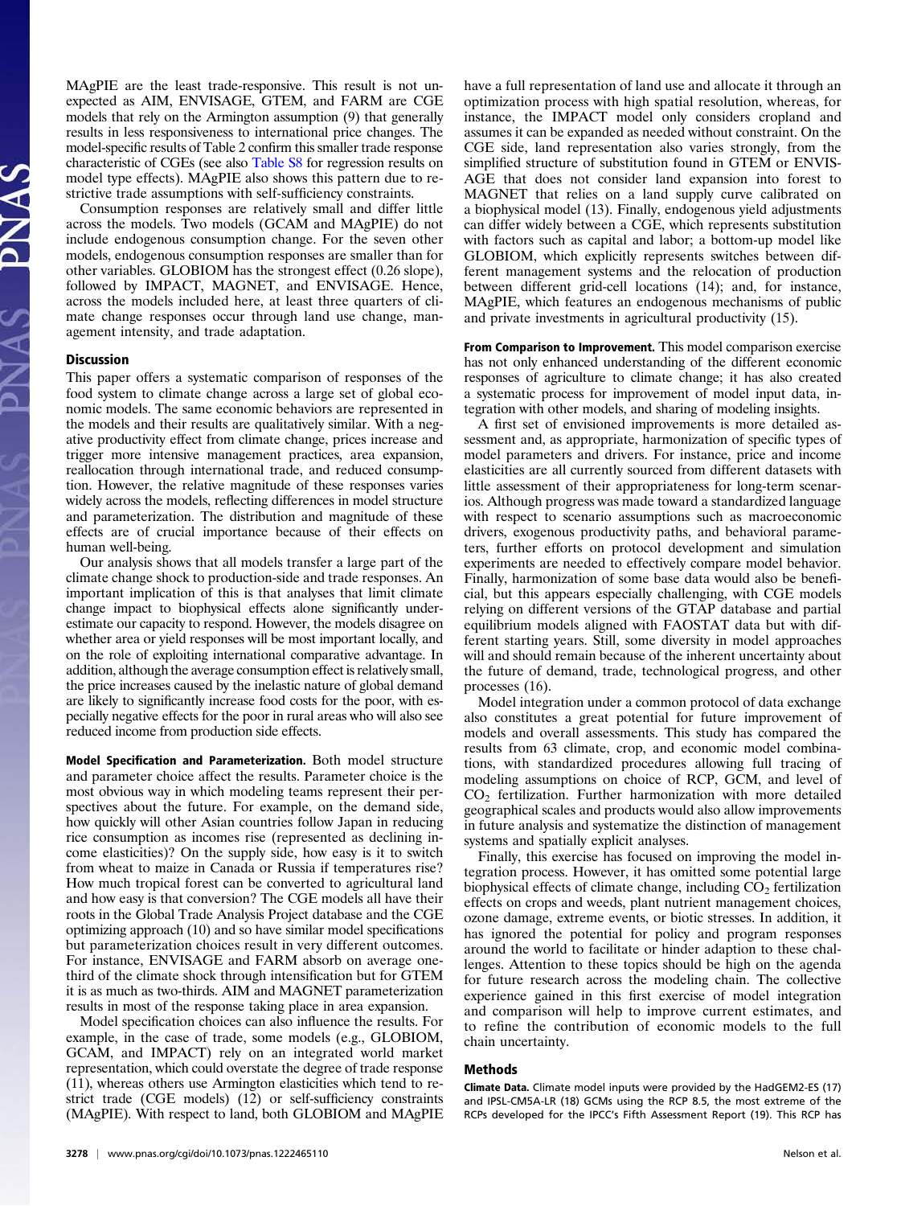MAgPIE are the least trade-responsive. This result is not unexpected as AIM, ENVISAGE, GTEM, and FARM are CGE models that rely on the Armington assumption (9) that generally results in less responsiveness to international price changes. The model-specific results of Table 2 confirm this smaller trade response characteristic of CGEs (see also [Table S8](http://www.pnas.org/lookup/suppl/doi:10.1073/pnas.1222465110/-/DCSupplemental/pnas.201222465SI.pdf?targetid=nameddest=ST8) for regression results on model type effects). MAgPIE also shows this pattern due to restrictive trade assumptions with self-sufficiency constraints.

Consumption responses are relatively small and differ little across the models. Two models (GCAM and MAgPIE) do not include endogenous consumption change. For the seven other models, endogenous consumption responses are smaller than for other variables. GLOBIOM has the strongest effect (0.26 slope), followed by IMPACT, MAGNET, and ENVISAGE. Hence, across the models included here, at least three quarters of climate change responses occur through land use change, management intensity, and trade adaptation.

# **Discussion**

This paper offers a systematic comparison of responses of the food system to climate change across a large set of global economic models. The same economic behaviors are represented in the models and their results are qualitatively similar. With a negative productivity effect from climate change, prices increase and trigger more intensive management practices, area expansion, reallocation through international trade, and reduced consumption. However, the relative magnitude of these responses varies widely across the models, reflecting differences in model structure and parameterization. The distribution and magnitude of these effects are of crucial importance because of their effects on human well-being.

Our analysis shows that all models transfer a large part of the climate change shock to production-side and trade responses. An important implication of this is that analyses that limit climate change impact to biophysical effects alone significantly underestimate our capacity to respond. However, the models disagree on whether area or yield responses will be most important locally, and on the role of exploiting international comparative advantage. In addition, although the average consumption effect is relatively small, the price increases caused by the inelastic nature of global demand are likely to significantly increase food costs for the poor, with especially negative effects for the poor in rural areas who will also see reduced income from production side effects.

Model Specification and Parameterization. Both model structure and parameter choice affect the results. Parameter choice is the most obvious way in which modeling teams represent their perspectives about the future. For example, on the demand side, how quickly will other Asian countries follow Japan in reducing rice consumption as incomes rise (represented as declining income elasticities)? On the supply side, how easy is it to switch from wheat to maize in Canada or Russia if temperatures rise? How much tropical forest can be converted to agricultural land and how easy is that conversion? The CGE models all have their roots in the Global Trade Analysis Project database and the CGE optimizing approach (10) and so have similar model specifications but parameterization choices result in very different outcomes. For instance, ENVISAGE and FARM absorb on average onethird of the climate shock through intensification but for GTEM it is as much as two-thirds. AIM and MAGNET parameterization results in most of the response taking place in area expansion.

Model specification choices can also influence the results. For example, in the case of trade, some models (e.g., GLOBIOM, GCAM, and IMPACT) rely on an integrated world market representation, which could overstate the degree of trade response (11), whereas others use Armington elasticities which tend to restrict trade (CGE models) (12) or self-sufficiency constraints (MAgPIE). With respect to land, both GLOBIOM and MAgPIE have a full representation of land use and allocate it through an optimization process with high spatial resolution, whereas, for instance, the IMPACT model only considers cropland and assumes it can be expanded as needed without constraint. On the CGE side, land representation also varies strongly, from the simplified structure of substitution found in GTEM or ENVIS-AGE that does not consider land expansion into forest to MAGNET that relies on a land supply curve calibrated on a biophysical model (13). Finally, endogenous yield adjustments can differ widely between a CGE, which represents substitution with factors such as capital and labor; a bottom-up model like GLOBIOM, which explicitly represents switches between different management systems and the relocation of production between different grid-cell locations (14); and, for instance, MAgPIE, which features an endogenous mechanisms of public and private investments in agricultural productivity (15).

From Comparison to Improvement. This model comparison exercise has not only enhanced understanding of the different economic responses of agriculture to climate change; it has also created a systematic process for improvement of model input data, integration with other models, and sharing of modeling insights.

A first set of envisioned improvements is more detailed assessment and, as appropriate, harmonization of specific types of model parameters and drivers. For instance, price and income elasticities are all currently sourced from different datasets with little assessment of their appropriateness for long-term scenarios. Although progress was made toward a standardized language with respect to scenario assumptions such as macroeconomic drivers, exogenous productivity paths, and behavioral parameters, further efforts on protocol development and simulation experiments are needed to effectively compare model behavior. Finally, harmonization of some base data would also be beneficial, but this appears especially challenging, with CGE models relying on different versions of the GTAP database and partial equilibrium models aligned with FAOSTAT data but with different starting years. Still, some diversity in model approaches will and should remain because of the inherent uncertainty about the future of demand, trade, technological progress, and other processes (16).

Model integration under a common protocol of data exchange also constitutes a great potential for future improvement of models and overall assessments. This study has compared the results from 63 climate, crop, and economic model combinations, with standardized procedures allowing full tracing of modeling assumptions on choice of RCP, GCM, and level of CO2 fertilization. Further harmonization with more detailed geographical scales and products would also allow improvements in future analysis and systematize the distinction of management systems and spatially explicit analyses.

Finally, this exercise has focused on improving the model integration process. However, it has omitted some potential large biophysical effects of climate change, including  $CO<sub>2</sub>$  fertilization effects on crops and weeds, plant nutrient management choices, ozone damage, extreme events, or biotic stresses. In addition, it has ignored the potential for policy and program responses around the world to facilitate or hinder adaption to these challenges. Attention to these topics should be high on the agenda for future research across the modeling chain. The collective experience gained in this first exercise of model integration and comparison will help to improve current estimates, and to refine the contribution of economic models to the full chain uncertainty.

### Methods

Climate Data. Climate model inputs were provided by the HadGEM2-ES (17) and IPSL-CM5A-LR (18) GCMs using the RCP 8.5, the most extreme of the RCPs developed for the IPCC's Fifth Assessment Report (19). This RCP has